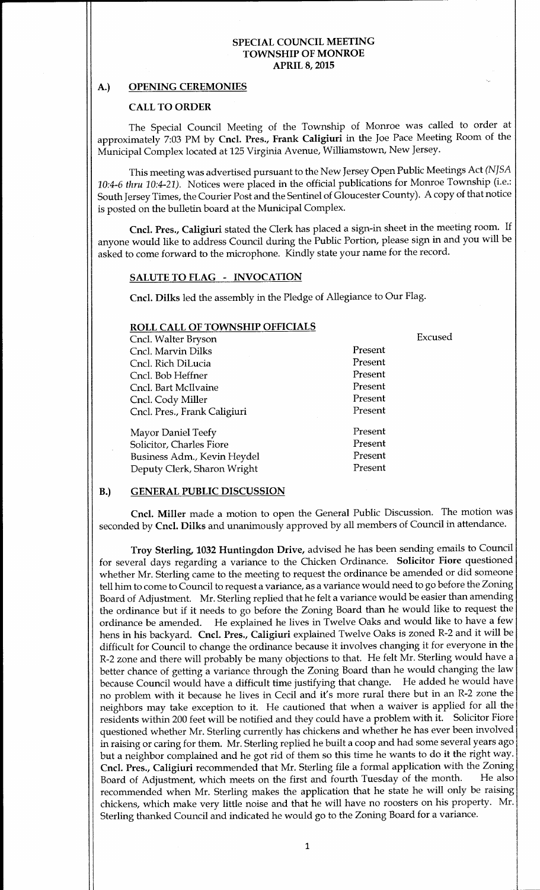# SPECIAL COUNCIL MEETING
# TOWNSHIP OF MONROE
# APRIL 8, 2015

## A.) OPENING CEREMONIES

### CALL TO ORDER

The Special Council Meeting of the Township of Monroe was called to order at approximately 7:03 PM by **Cncl. Pres., Frank Caligiuri** in the Joe Pace Meeting Room of the Municipal Complex located at 125 Virginia Avenue, Williamstown, New Jersey.

This meeting was advertised pursuant to the New Jersey Open Public Meetings Act *(NJSA 10:4-6 thru 10:4-21)*. Notices were placed in the official publications for Monroe Township (i.e.: South Jersey Times, the Courier Post and the Sentinel of Gloucester County). A copy of that notice is posted on the bulletin board at the Municipal Complex.

**Cncl. Pres., Caligiuri** stated the Clerk has placed a sign-in sheet in the meeting room. If anyone would like to address Council during the Public Portion, please sign in and you will be asked to come forward to the microphone. Kindly state your name for the record.

### SALUTE TO FLAG - INVOCATION

**Cncl. Dilks** led the assembly in the Pledge of Allegiance to Our Flag.

### ROLL CALL OF TOWNSHIP OFFICIALS

| | | |
|---|---|---|
| Cncl. Walter Bryson | | Excused |
| Cncl. Marvin Dilks | Present | |
| Cncl. Rich DiLucia | Present | |
| Cncl. Bob Heffner | Present | |
| Cncl. Bart McIlvaine | Present | |
| Cncl. Cody Miller | Present | |
| Cncl. Pres., Frank Caligiuri | Present | |
| Mayor Daniel Teefy | Present | |
| Solicitor, Charles Fiore | Present | |
| Business Adm., Kevin Heydel | Present | |
| Deputy Clerk, Sharon Wright | Present | |

## B.) GENERAL PUBLIC DISCUSSION

**Cncl. Miller** made a motion to open the General Public Discussion. The motion was seconded by **Cncl. Dilks** and unanimously approved by all members of Council in attendance.

**Troy Sterling, 1032 Huntingdon Drive,** advised he has been sending emails to Council for several days regarding a variance to the Chicken Ordinance. **Solicitor Fiore** questioned whether Mr. Sterling came to the meeting to request the ordinance be amended or did someone tell him to come to Council to request a variance, as a variance would need to go before the Zoning Board of Adjustment. Mr. Sterling replied that he felt a variance would be easier than amending the ordinance but if it needs to go before the Zoning Board than he would like to request the ordinance be amended. He explained he lives in Twelve Oaks and would like to have a few hens in his backyard. **Cncl. Pres., Caligiuri** explained Twelve Oaks is zoned R-2 and it will be difficult for Council to change the ordinance because it involves changing it for everyone in the R-2 zone and there will probably be many objections to that. He felt Mr. Sterling would have a better chance of getting a variance through the Zoning Board than he would changing the law because Council would have a difficult time justifying that change. He added he would have no problem with it because he lives in Cecil and it's more rural there but in an R-2 zone the neighbors may take exception to it. He cautioned that when a waiver is applied for all the residents within 200 feet will be notified and they could have a problem with it. Solicitor Fiore questioned whether Mr. Sterling currently has chickens and whether he has ever been involved in raising or caring for them. Mr. Sterling replied he built a coop and had some several years ago but a neighbor complained and he got rid of them so this time he wants to do it the right way. **Cncl. Pres., Caligiuri** recommended that Mr. Sterling file a formal application with the Zoning Board of Adjustment, which meets on the first and fourth Tuesday of the month. He also recommended when Mr. Sterling makes the application that he state he will only be raising chickens, which make very little noise and that he will have no roosters on his property. Mr. Sterling thanked Council and indicated he would go to the Zoning Board for a variance.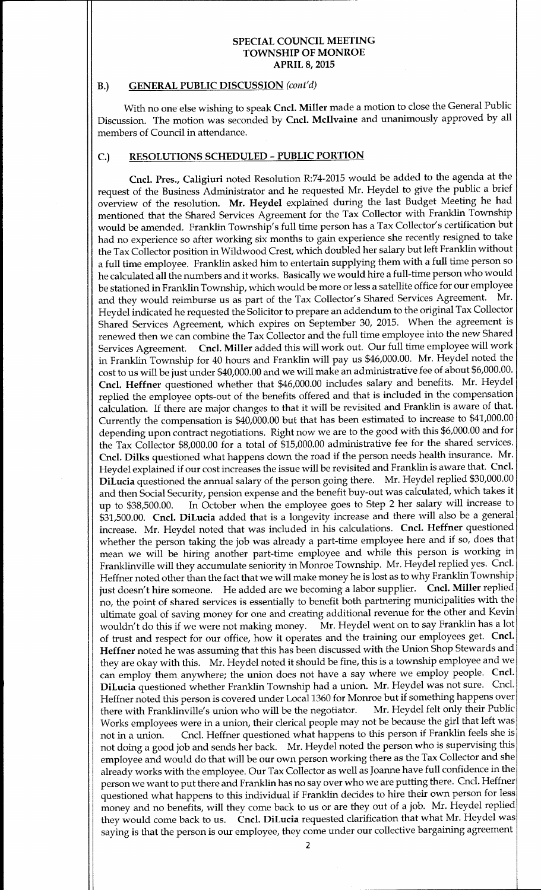## SPECIAL COUNCIL MEETING
## TOWNSHIP OF MONROE
## APRIL 8, 2015

### B.) GENERAL PUBLIC DISCUSSION *(cont'd)*

With no one else wishing to speak **Cncl. Miller** made a motion to close the General Public Discussion. The motion was seconded by **Cncl. McIlvaine** and unanimously approved by all members of Council in attendance.

### C.) RESOLUTIONS SCHEDULED – PUBLIC PORTION

**Cncl. Pres., Caligiuri** noted Resolution R:74-2015 would be added to the agenda at the request of the Business Administrator and he requested Mr. Heydel to give the public a brief overview of the resolution. **Mr. Heydel** explained during the last Budget Meeting he had mentioned that the Shared Services Agreement for the Tax Collector with Franklin Township would be amended. Franklin Township's full time person has a Tax Collector's certification but had no experience so after working six months to gain experience she recently resigned to take the Tax Collector position in Wildwood Crest, which doubled her salary but left Franklin without a full time employee. Franklin asked him to entertain supplying them with a full time person so he calculated all the numbers and it works. Basically we would hire a full-time person who would be stationed in Franklin Township, which would be more or less a satellite office for our employee and they would reimburse us as part of the Tax Collector's Shared Services Agreement. Mr. Heydel indicated he requested the Solicitor to prepare an addendum to the original Tax Collector Shared Services Agreement, which expires on September 30, 2015. When the agreement is renewed then we can combine the Tax Collector and the full time employee into the new Shared Services Agreement. **Cncl. Miller** added this will work out. Our full time employee will work in Franklin Township for 40 hours and Franklin will pay us $46,000.00. Mr. Heydel noted the cost to us will be just under $40,000.00 and we will make an administrative fee of about $6,000.00. **Cncl. Heffner** questioned whether that $46,000.00 includes salary and benefits. Mr. Heydel replied the employee opts-out of the benefits offered and that is included in the compensation calculation. If there are major changes to that it will be revisited and Franklin is aware of that. Currently the compensation is $40,000.00 but that has been estimated to increase to $41,000.00 depending upon contract negotiations. Right now we are to the good with this $6,000.00 and for the Tax Collector $8,000.00 for a total of $15,000.00 administrative fee for the shared services. **Cncl. Dilks** questioned what happens down the road if the person needs health insurance. Mr. Heydel explained if our cost increases the issue will be revisited and Franklin is aware that. **Cncl. DiLucia** questioned the annual salary of the person going there. Mr. Heydel replied $30,000.00 and then Social Security, pension expense and the benefit buy-out was calculated, which takes it up to $38,500.00. In October when the employee goes to Step 2 her salary will increase to $31,500.00. **Cncl. DiLucia** added that is a longevity increase and there will also be a general increase. Mr. Heydel noted that was included in his calculations. **Cncl. Heffner** questioned whether the person taking the job was already a part-time employee here and if so, does that mean we will be hiring another part-time employee and while this person is working in Franklinville will they accumulate seniority in Monroe Township. Mr. Heydel replied yes. Cncl. Heffner noted other than the fact that we will make money he is lost as to why Franklin Township just doesn't hire someone. He added are we becoming a labor supplier. **Cncl. Miller** replied no, the point of shared services is essentially to benefit both partnering municipalities with the ultimate goal of saving money for one and creating additional revenue for the other and Kevin wouldn't do this if we were not making money. Mr. Heydel went on to say Franklin has a lot of trust and respect for our office, how it operates and the training our employees get. **Cncl. Heffner** noted he was assuming that this has been discussed with the Union Shop Stewards and they are okay with this. Mr. Heydel noted it should be fine, this is a township employee and we can employ them anywhere; the union does not have a say where we employ people. **Cncl. DiLucia** questioned whether Franklin Township had a union. Mr. Heydel was not sure. Cncl. Heffner noted this person is covered under Local 1360 for Monroe but if something happens over there with Franklinville's union who will be the negotiator. Mr. Heydel felt only their Public Works employees were in a union, their clerical people may not be because the girl that left was not in a union. Cncl. Heffner questioned what happens to this person if Franklin feels she is not doing a good job and sends her back. Mr. Heydel noted the person who is supervising this employee and would do that will be our own person working there as the Tax Collector and she already works with the employee. Our Tax Collector as well as Joanne have full confidence in the person we want to put there and Franklin has no say over who we are putting there. Cncl. Heffner questioned what happens to this individual if Franklin decides to hire their own person for less money and no benefits, will they come back to us or are they out of a job. Mr. Heydel replied they would come back to us. **Cncl. DiLucia** requested clarification that what Mr. Heydel was saying is that the person is our employee, they come under our collective bargaining agreement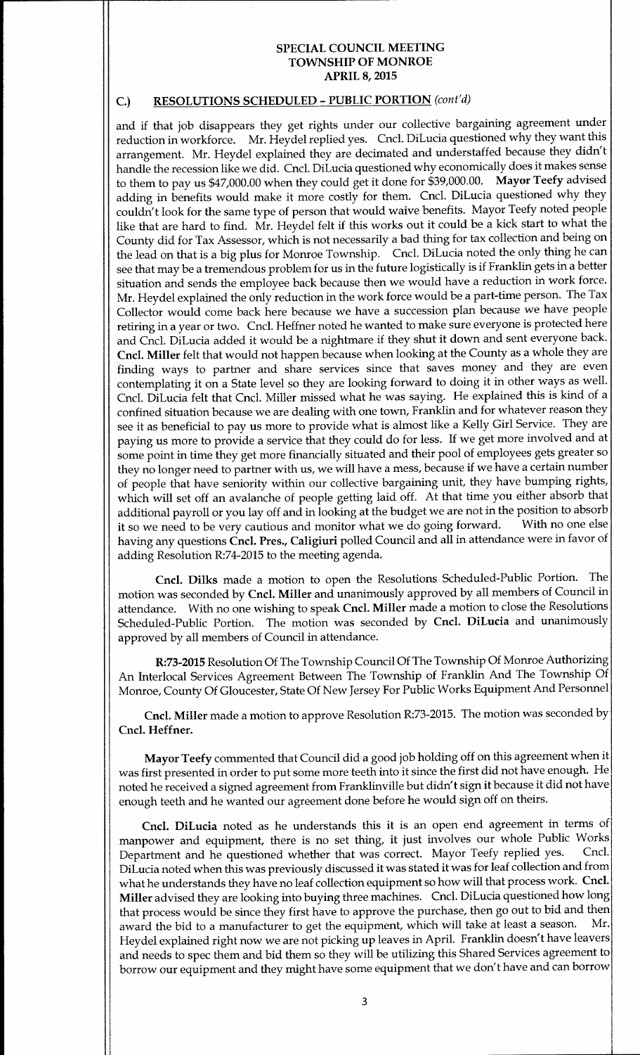# SPECIAL COUNCIL MEETING
# TOWNSHIP OF MONROE
# APRIL 8, 2015

## C.) RESOLUTIONS SCHEDULED – PUBLIC PORTION *(cont'd)*

and if that job disappears they get rights under our collective bargaining agreement under reduction in workforce. Mr. Heydel replied yes. Cncl. DiLucia questioned why they want this arrangement. Mr. Heydel explained they are decimated and understaffed because they didn't handle the recession like we did. Cncl. DiLucia questioned why economically does it makes sense to them to pay us $47,000.00 when they could get it done for $39,000.00. **Mayor Teefy** advised adding in benefits would make it more costly for them. Cncl. DiLucia questioned why they couldn't look for the same type of person that would waive benefits. Mayor Teefy noted people like that are hard to find. Mr. Heydel felt if this works out it could be a kick start to what the County did for Tax Assessor, which is not necessarily a bad thing for tax collection and being on the lead on that is a big plus for Monroe Township. Cncl. DiLucia noted the only thing he can see that may be a tremendous problem for us in the future logistically is if Franklin gets in a better situation and sends the employee back because then we would have a reduction in work force. Mr. Heydel explained the only reduction in the work force would be a part-time person. The Tax Collector would come back here because we have a succession plan because we have people retiring in a year or two. Cncl. Heffner noted he wanted to make sure everyone is protected here and Cncl. DiLucia added it would be a nightmare if they shut it down and sent everyone back. **Cncl. Miller** felt that would not happen because when looking at the County as a whole they are finding ways to partner and share services since that saves money and they are even contemplating it on a State level so they are looking forward to doing it in other ways as well. Cncl. DiLucia felt that Cncl. Miller missed what he was saying. He explained this is kind of a confined situation because we are dealing with one town, Franklin and for whatever reason they see it as beneficial to pay us more to provide what is almost like a Kelly Girl Service. They are paying us more to provide a service that they could do for less. If we get more involved and at some point in time they get more financially situated and their pool of employees gets greater so they no longer need to partner with us, we will have a mess, because if we have a certain number of people that have seniority within our collective bargaining unit, they have bumping rights, which will set off an avalanche of people getting laid off. At that time you either absorb that additional payroll or you lay off and in looking at the budget we are not in the position to absorb it so we need to be very cautious and monitor what we do going forward. With no one else having any questions **Cncl. Pres., Caligiuri** polled Council and all in attendance were in favor of adding Resolution R:74-2015 to the meeting agenda.

**Cncl. Dilks** made a motion to open the Resolutions Scheduled-Public Portion. The motion was seconded by **Cncl. Miller** and unanimously approved by all members of Council in attendance. With no one wishing to speak **Cncl. Miller** made a motion to close the Resolutions Scheduled-Public Portion. The motion was seconded by **Cncl. DiLucia** and unanimously approved by all members of Council in attendance.

**R:73-2015** Resolution Of The Township Council Of The Township Of Monroe Authorizing An Interlocal Services Agreement Between The Township of Franklin And The Township Of Monroe, County Of Gloucester, State Of New Jersey For Public Works Equipment And Personnel

**Cncl. Miller** made a motion to approve Resolution R:73-2015. The motion was seconded by **Cncl. Heffner.**

**Mayor Teefy** commented that Council did a good job holding off on this agreement when it was first presented in order to put some more teeth into it since the first did not have enough. He noted he received a signed agreement from Franklinville but didn't sign it because it did not have enough teeth and he wanted our agreement done before he would sign off on theirs.

**Cncl. DiLucia** noted as he understands this it is an open end agreement in terms of manpower and equipment, there is no set thing, it just involves our whole Public Works Department and he questioned whether that was correct. Mayor Teefy replied yes. Cncl. DiLucia noted when this was previously discussed it was stated it was for leaf collection and from what he understands they have no leaf collection equipment so how will that process work. **Cncl. Miller** advised they are looking into buying three machines. Cncl. DiLucia questioned how long that process would be since they first have to approve the purchase, then go out to bid and then award the bid to a manufacturer to get the equipment, which will take at least a season. Mr. Heydel explained right now we are not picking up leaves in April. Franklin doesn't have leavers and needs to spec them and bid them so they will be utilizing this Shared Services agreement to borrow our equipment and they might have some equipment that we don't have and can borrow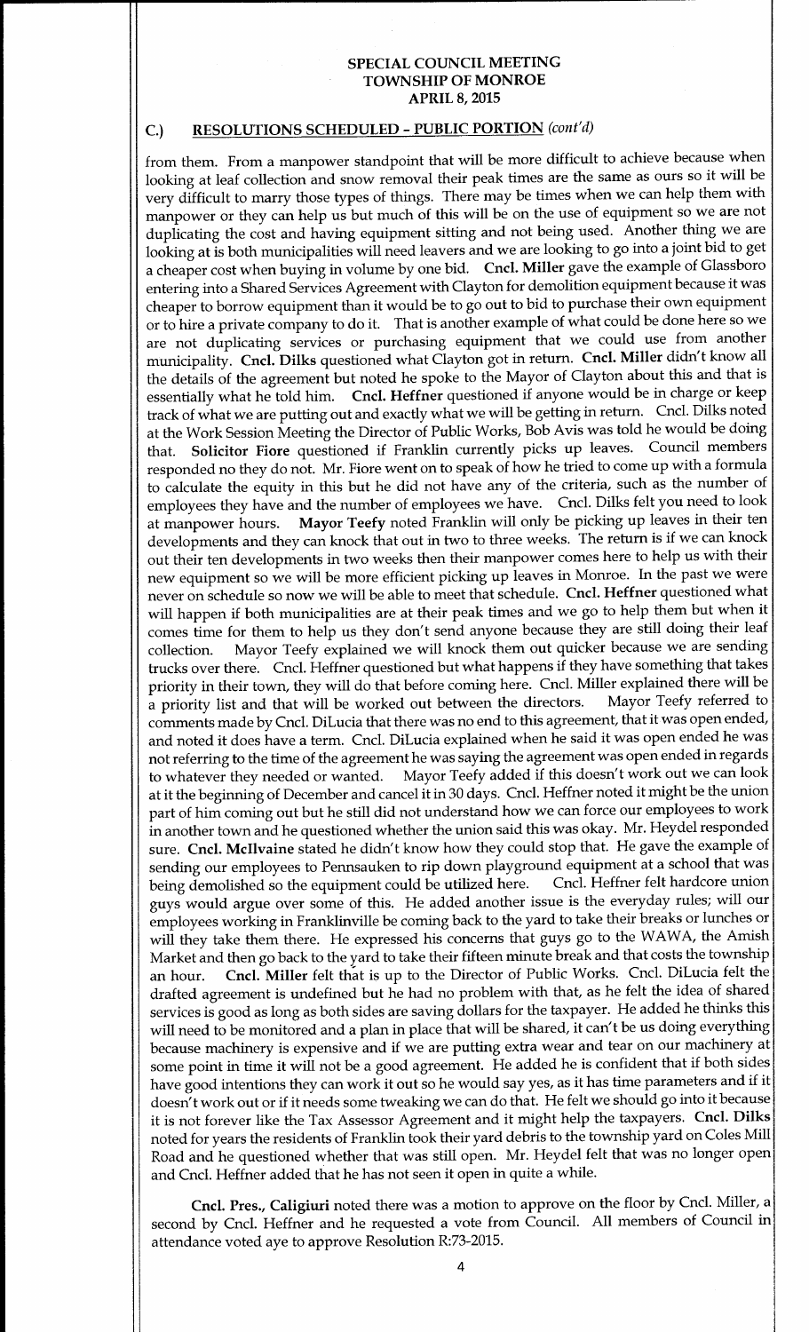**SPECIAL COUNCIL MEETING**
**TOWNSHIP OF MONROE**
**APRIL 8, 2015**

## C.) RESOLUTIONS SCHEDULED – PUBLIC PORTION *(cont'd)*

from them. From a manpower standpoint that will be more difficult to achieve because when looking at leaf collection and snow removal their peak times are the same as ours so it will be very difficult to marry those types of things. There may be times when we can help them with manpower or they can help us but much of this will be on the use of equipment so we are not duplicating the cost and having equipment sitting and not being used. Another thing we are looking at is both municipalities will need leavers and we are looking to go into a joint bid to get a cheaper cost when buying in volume by one bid. **Cncl. Miller** gave the example of Glassboro entering into a Shared Services Agreement with Clayton for demolition equipment because it was cheaper to borrow equipment than it would be to go out to bid to purchase their own equipment or to hire a private company to do it. That is another example of what could be done here so we are not duplicating services or purchasing equipment that we could use from another municipality. **Cncl. Dilks** questioned what Clayton got in return. **Cncl. Miller** didn't know all the details of the agreement but noted he spoke to the Mayor of Clayton about this and that is essentially what he told him. **Cncl. Heffner** questioned if anyone would be in charge or keep track of what we are putting out and exactly what we will be getting in return. Cncl. Dilks noted at the Work Session Meeting the Director of Public Works, Bob Avis was told he would be doing that. **Solicitor Fiore** questioned if Franklin currently picks up leaves. Council members responded no they do not. Mr. Fiore went on to speak of how he tried to come up with a formula to calculate the equity in this but he did not have any of the criteria, such as the number of employees they have and the number of employees we have. Cncl. Dilks felt you need to look at manpower hours. **Mayor Teefy** noted Franklin will only be picking up leaves in their ten developments and they can knock that out in two to three weeks. The return is if we can knock out their ten developments in two weeks then their manpower comes here to help us with their new equipment so we will be more efficient picking up leaves in Monroe. In the past we were never on schedule so now we will be able to meet that schedule. **Cncl. Heffner** questioned what will happen if both municipalities are at their peak times and we go to help them but when it comes time for them to help us they don't send anyone because they are still doing their leaf collection. Mayor Teefy explained we will knock them out quicker because we are sending trucks over there. Cncl. Heffner questioned but what happens if they have something that takes priority in their town, they will do that before coming here. Cncl. Miller explained there will be a priority list and that will be worked out between the directors. Mayor Teefy referred to comments made by Cncl. DiLucia that there was no end to this agreement, that it was open ended, and noted it does have a term. Cncl. DiLucia explained when he said it was open ended he was not referring to the time of the agreement he was saying the agreement was open ended in regards to whatever they needed or wanted. Mayor Teefy added if this doesn't work out we can look at it the beginning of December and cancel it in 30 days. Cncl. Heffner noted it might be the union part of him coming out but he still did not understand how we can force our employees to work in another town and he questioned whether the union said this was okay. Mr. Heydel responded sure. **Cncl. McIlvaine** stated he didn't know how they could stop that. He gave the example of sending our employees to Pennsauken to rip down playground equipment at a school that was being demolished so the equipment could be utilized here. Cncl. Heffner felt hardcore union guys would argue over some of this. He added another issue is the everyday rules; will our employees working in Franklinville be coming back to the yard to take their breaks or lunches or will they take them there. He expressed his concerns that guys go to the WAWA, the Amish Market and then go back to the yard to take their fifteen minute break and that costs the township an hour. **Cncl. Miller** felt that is up to the Director of Public Works. Cncl. DiLucia felt the drafted agreement is undefined but he had no problem with that, as he felt the idea of shared services is good as long as both sides are saving dollars for the taxpayer. He added he thinks this will need to be monitored and a plan in place that will be shared, it can't be us doing everything because machinery is expensive and if we are putting extra wear and tear on our machinery at some point in time it will not be a good agreement. He added he is confident that if both sides have good intentions they can work it out so he would say yes, as it has time parameters and if it doesn't work out or if it needs some tweaking we can do that. He felt we should go into it because it is not forever like the Tax Assessor Agreement and it might help the taxpayers. **Cncl. Dilks** noted for years the residents of Franklin took their yard debris to the township yard on Coles Mill Road and he questioned whether that was still open. Mr. Heydel felt that was no longer open and Cncl. Heffner added that he has not seen it open in quite a while.

**Cncl. Pres., Caligiuri** noted there was a motion to approve on the floor by Cncl. Miller, a second by Cncl. Heffner and he requested a vote from Council. All members of Council in attendance voted aye to approve Resolution R:73-2015.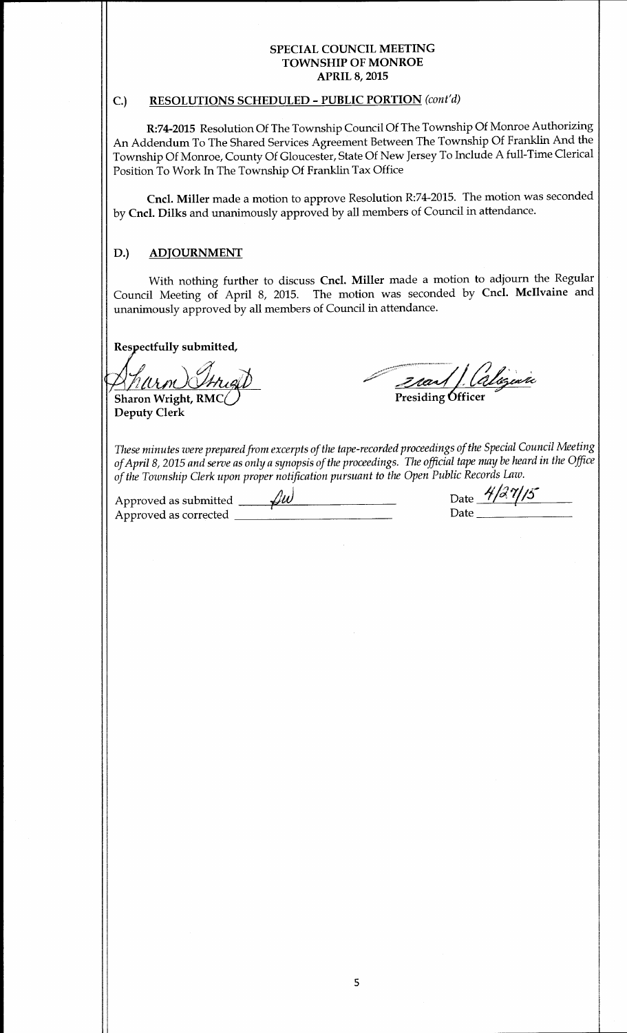**SPECIAL COUNCIL MEETING**
**TOWNSHIP OF MONROE**
**APRIL 8, 2015**

## C.) RESOLUTIONS SCHEDULED – PUBLIC PORTION *(cont'd)*

**R:74-2015** Resolution Of The Township Council Of The Township Of Monroe Authorizing An Addendum To The Shared Services Agreement Between The Township Of Franklin And the Township Of Monroe, County Of Gloucester, State Of New Jersey To Include A full-Time Clerical Position To Work In The Township Of Franklin Tax Office

**Cncl. Miller** made a motion to approve Resolution R:74-2015. The motion was seconded by **Cncl. Dilks** and unanimously approved by all members of Council in attendance.

## D.) ADJOURNMENT

With nothing further to discuss **Cncl. Miller** made a motion to adjourn the Regular Council Meeting of April 8, 2015. The motion was seconded by **Cncl. McIlvaine** and unanimously approved by all members of Council in attendance.

**Respectfully submitted,**

Sharon Wright

**Sharon Wright, RMC**
**Deputy Clerk**

**Presiding Officer**

*These minutes were prepared from excerpts of the tape-recorded proceedings of the Special Council Meeting of April 8, 2015 and serve as only a synopsis of the proceedings. The official tape may be heard in the Office of the Township Clerk upon proper notification pursuant to the Open Public Records Law.*

Approved as submitted DW Date 4/27/15

Approved as corrected ______ Date ______